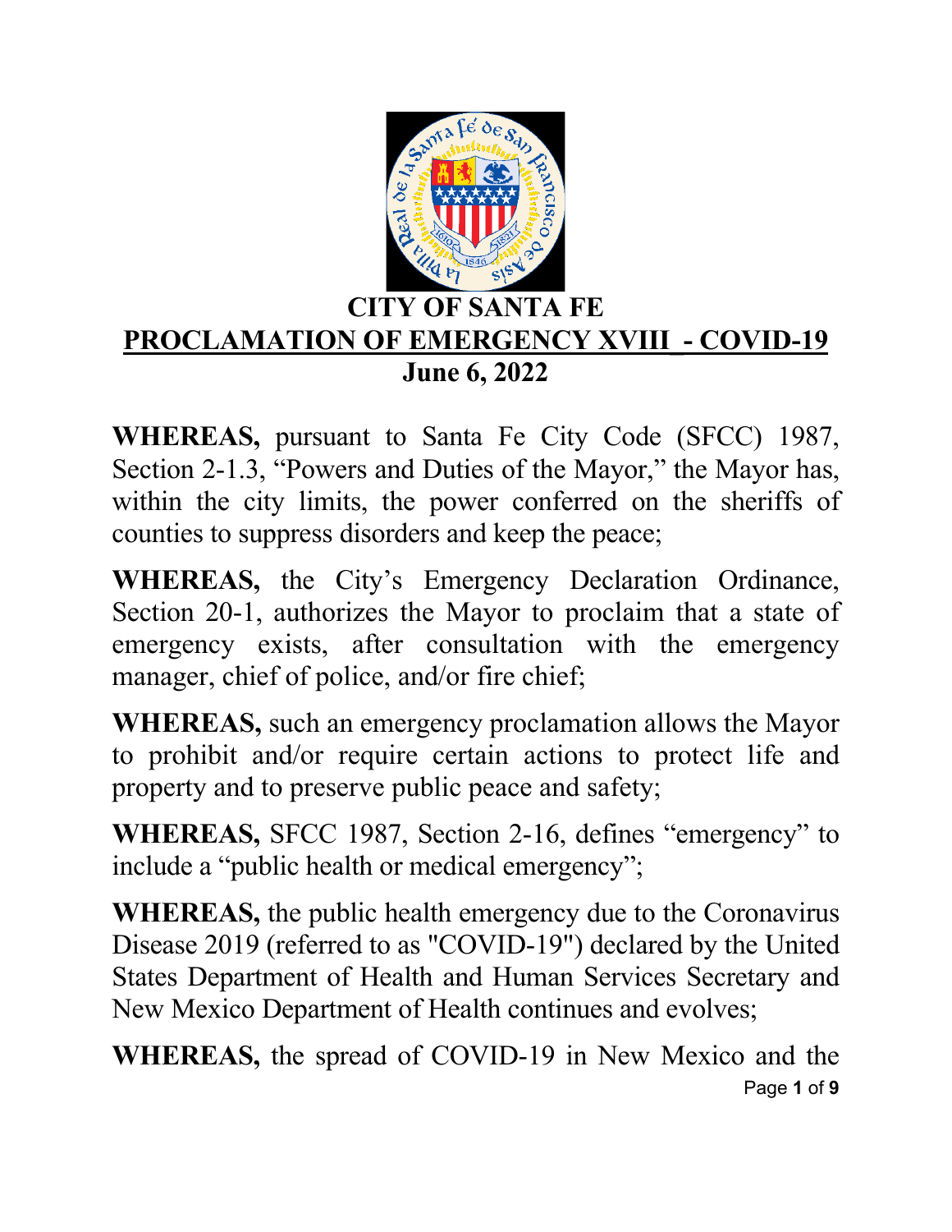# CITY OF SANTA FE

## PROCLAMATION OF EMERGENCY XVIII - COVID-19

**June 6, 2022**

**WHEREAS,** pursuant to Santa Fe City Code (SFCC) 1987, Section 2-1.3, "Powers and Duties of the Mayor," the Mayor has, within the city limits, the power conferred on the sheriffs of counties to suppress disorders and keep the peace;

**WHEREAS,** the City's Emergency Declaration Ordinance, Section 20-1, authorizes the Mayor to proclaim that a state of emergency exists, after consultation with the emergency manager, chief of police, and/or fire chief;

**WHEREAS,** such an emergency proclamation allows the Mayor to prohibit and/or require certain actions to protect life and property and to preserve public peace and safety;

**WHEREAS,** SFCC 1987, Section 2-16, defines "emergency" to include a "public health or medical emergency";

**WHEREAS,** the public health emergency due to the Coronavirus Disease 2019 (referred to as "COVID-19") declared by the United States Department of Health and Human Services Secretary and New Mexico Department of Health continues and evolves;

**WHEREAS,** the spread of COVID-19 in New Mexico and the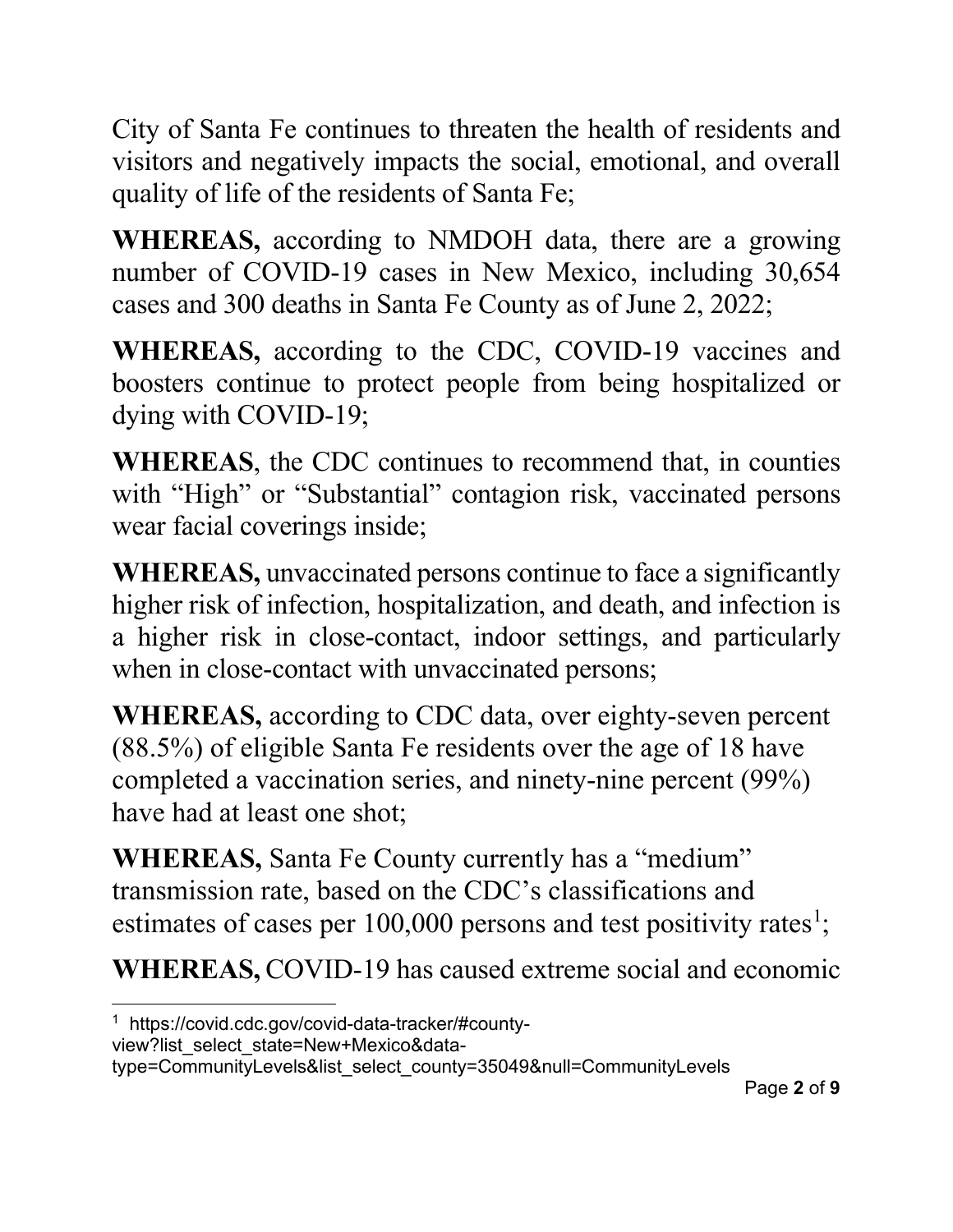City of Santa Fe continues to threaten the health of residents and visitors and negatively impacts the social, emotional, and overall quality of life of the residents of Santa Fe;

**WHEREAS,** according to NMDOH data, there are a growing number of COVID-19 cases in New Mexico, including 30,654 cases and 300 deaths in Santa Fe County as of June 2, 2022;

**WHEREAS,** according to the CDC, COVID-19 vaccines and boosters continue to protect people from being hospitalized or dying with COVID-19;

**WHEREAS**, the CDC continues to recommend that, in counties with "High" or "Substantial" contagion risk, vaccinated persons wear facial coverings inside;

**WHEREAS,** unvaccinated persons continue to face a significantly higher risk of infection, hospitalization, and death, and infection is a higher risk in close-contact, indoor settings, and particularly when in close-contact with unvaccinated persons;

**WHEREAS,** according to CDC data, over eighty-seven percent (88.5%) of eligible Santa Fe residents over the age of 18 have completed a vaccination series, and ninety-nine percent (99%) have had at least one shot;

**WHEREAS,** Santa Fe County currently has a "medium" transmission rate, based on the CDC's classifications and estimates of cases per 100,000 persons and test positivity rates[1];

**WHEREAS,** COVID-19 has caused extreme social and economic

---

[1] https://covid.cdc.gov/covid-data-tracker/#county-view?list_select_state=New+Mexico&data-type=CommunityLevels&list_select_county=35049&null=CommunityLevels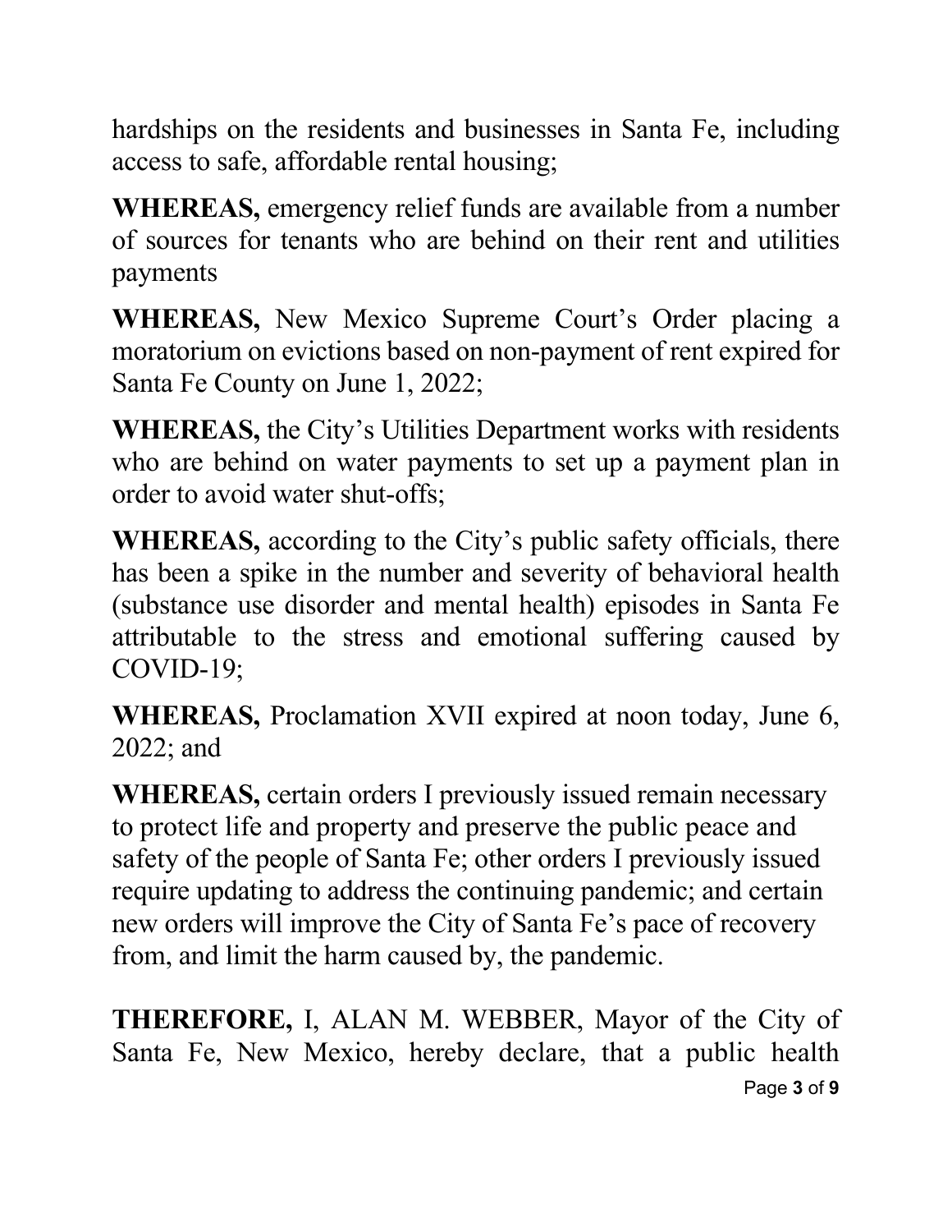hardships on the residents and businesses in Santa Fe, including access to safe, affordable rental housing;

**WHEREAS,** emergency relief funds are available from a number of sources for tenants who are behind on their rent and utilities payments

**WHEREAS,** New Mexico Supreme Court's Order placing a moratorium on evictions based on non-payment of rent expired for Santa Fe County on June 1, 2022;

**WHEREAS,** the City's Utilities Department works with residents who are behind on water payments to set up a payment plan in order to avoid water shut-offs;

**WHEREAS,** according to the City's public safety officials, there has been a spike in the number and severity of behavioral health (substance use disorder and mental health) episodes in Santa Fe attributable to the stress and emotional suffering caused by COVID-19;

**WHEREAS,** Proclamation XVII expired at noon today, June 6, 2022; and

**WHEREAS,** certain orders I previously issued remain necessary to protect life and property and preserve the public peace and safety of the people of Santa Fe; other orders I previously issued require updating to address the continuing pandemic; and certain new orders will improve the City of Santa Fe's pace of recovery from, and limit the harm caused by, the pandemic.

**THEREFORE,** I, ALAN M. WEBBER, Mayor of the City of Santa Fe, New Mexico, hereby declare, that a public health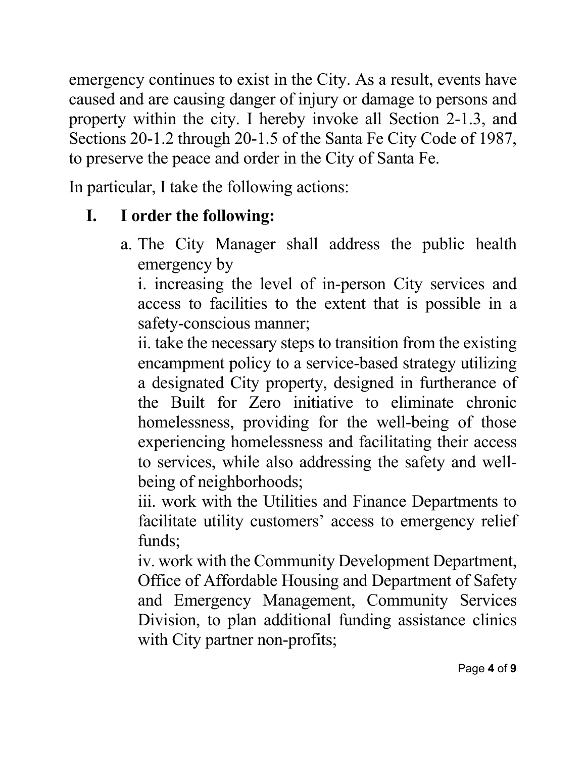emergency continues to exist in the City. As a result, events have caused and are causing danger of injury or damage to persons and property within the city. I hereby invoke all Section 2-1.3, and Sections 20-1.2 through 20-1.5 of the Santa Fe City Code of 1987, to preserve the peace and order in the City of Santa Fe.

In particular, I take the following actions:

**I. I order the following:**

a. The City Manager shall address the public health emergency by

i. increasing the level of in-person City services and access to facilities to the extent that is possible in a safety-conscious manner;

ii. take the necessary steps to transition from the existing encampment policy to a service-based strategy utilizing a designated City property, designed in furtherance of the Built for Zero initiative to eliminate chronic homelessness, providing for the well-being of those experiencing homelessness and facilitating their access to services, while also addressing the safety and well-being of neighborhoods;

iii. work with the Utilities and Finance Departments to facilitate utility customers' access to emergency relief funds;

iv. work with the Community Development Department, Office of Affordable Housing and Department of Safety and Emergency Management, Community Services Division, to plan additional funding assistance clinics with City partner non-profits;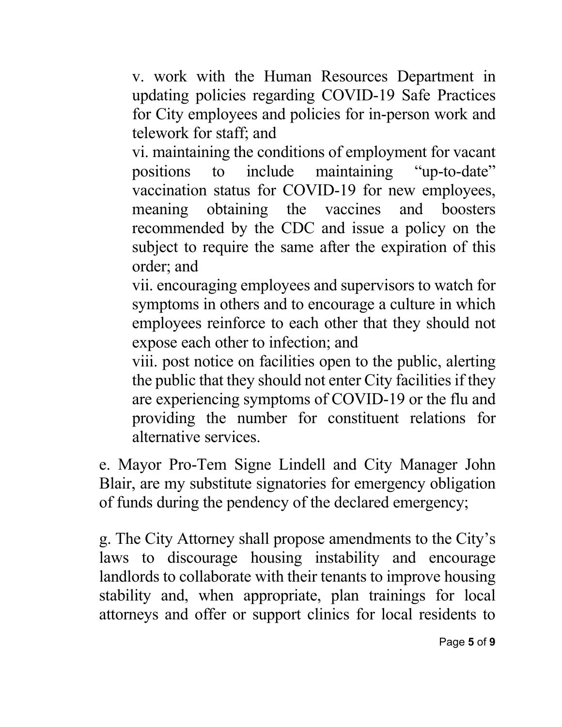v. work with the Human Resources Department in updating policies regarding COVID-19 Safe Practices for City employees and policies for in-person work and telework for staff; and

vi. maintaining the conditions of employment for vacant positions to include maintaining "up-to-date" vaccination status for COVID-19 for new employees, meaning obtaining the vaccines and boosters recommended by the CDC and issue a policy on the subject to require the same after the expiration of this order; and

vii. encouraging employees and supervisors to watch for symptoms in others and to encourage a culture in which employees reinforce to each other that they should not expose each other to infection; and

viii. post notice on facilities open to the public, alerting the public that they should not enter City facilities if they are experiencing symptoms of COVID-19 or the flu and providing the number for constituent relations for alternative services.

e. Mayor Pro-Tem Signe Lindell and City Manager John Blair, are my substitute signatories for emergency obligation of funds during the pendency of the declared emergency;

g. The City Attorney shall propose amendments to the City's laws to discourage housing instability and encourage landlords to collaborate with their tenants to improve housing stability and, when appropriate, plan trainings for local attorneys and offer or support clinics for local residents to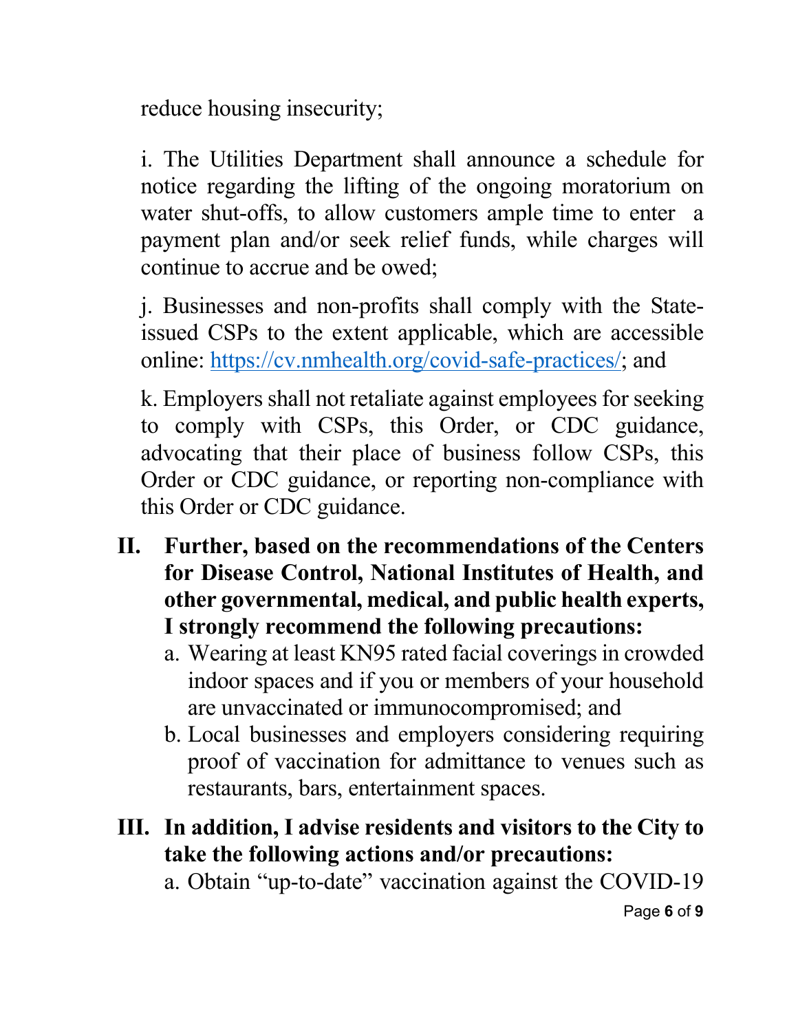reduce housing insecurity;

i. The Utilities Department shall announce a schedule for notice regarding the lifting of the ongoing moratorium on water shut-offs, to allow customers ample time to enter a payment plan and/or seek relief funds, while charges will continue to accrue and be owed;

j. Businesses and non-profits shall comply with the State-issued CSPs to the extent applicable, which are accessible online: https://cv.nmhealth.org/covid-safe-practices/; and

k. Employers shall not retaliate against employees for seeking to comply with CSPs, this Order, or CDC guidance, advocating that their place of business follow CSPs, this Order or CDC guidance, or reporting non-compliance with this Order or CDC guidance.

**II. Further, based on the recommendations of the Centers for Disease Control, National Institutes of Health, and other governmental, medical, and public health experts, I strongly recommend the following precautions:**

a. Wearing at least KN95 rated facial coverings in crowded indoor spaces and if you or members of your household are unvaccinated or immunocompromised; and

b. Local businesses and employers considering requiring proof of vaccination for admittance to venues such as restaurants, bars, entertainment spaces.

**III. In addition, I advise residents and visitors to the City to take the following actions and/or precautions:**

a. Obtain "up-to-date" vaccination against the COVID-19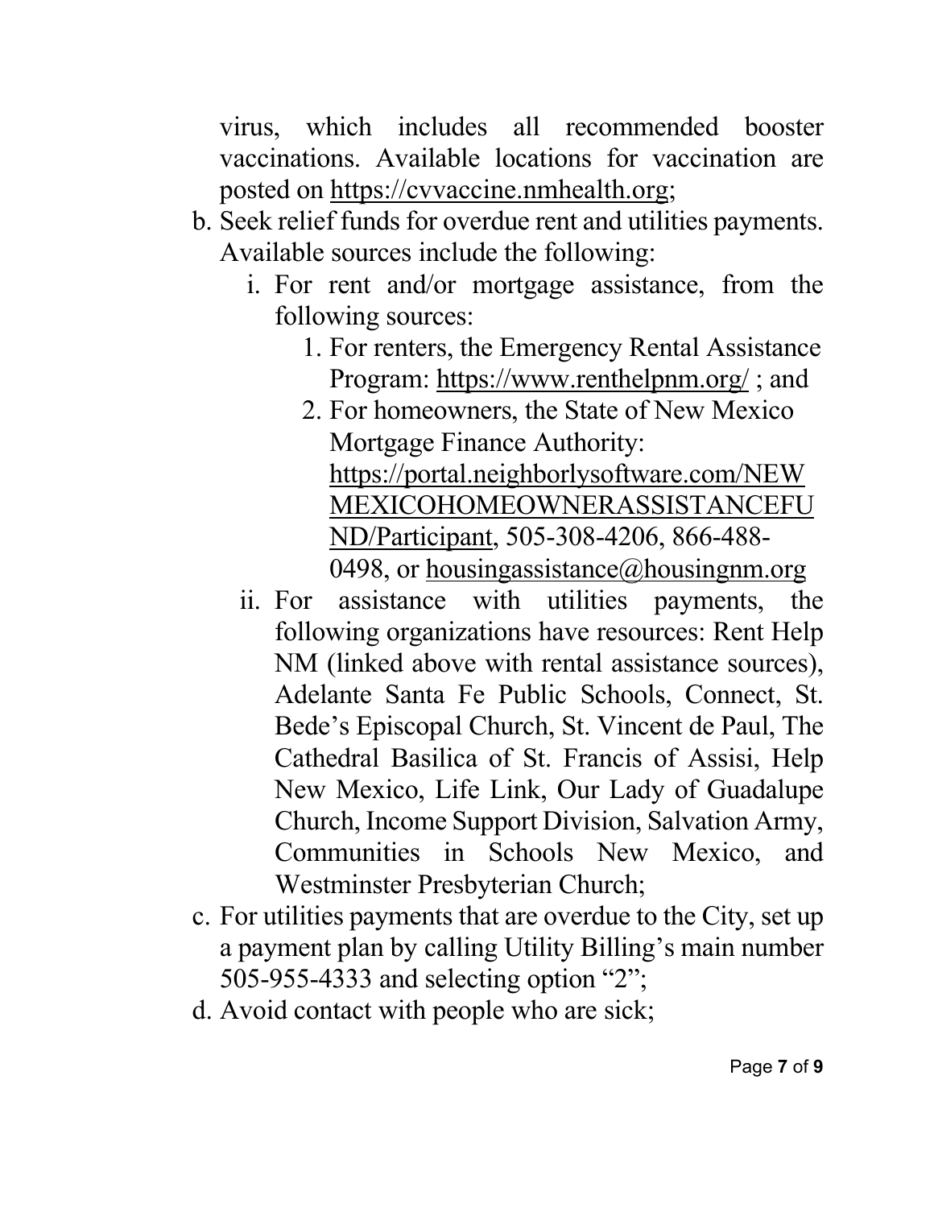virus, which includes all recommended booster vaccinations. Available locations for vaccination are posted on https://cvvaccine.nmhealth.org;

b. Seek relief funds for overdue rent and utilities payments. Available sources include the following:
   i. For rent and/or mortgage assistance, from the following sources:
      1. For renters, the Emergency Rental Assistance Program: https://www.renthelpnm.org/ ; and
      2. For homeowners, the State of New Mexico Mortgage Finance Authority: https://portal.neighborlysoftware.com/NEWMEXICOHOMEOWNERASSISTANCEFUND/Participant, 505-308-4206, 866-488-0498, or housingassistance@housingnm.org
   ii. For assistance with utilities payments, the following organizations have resources: Rent Help NM (linked above with rental assistance sources), Adelante Santa Fe Public Schools, Connect, St. Bede's Episcopal Church, St. Vincent de Paul, The Cathedral Basilica of St. Francis of Assisi, Help New Mexico, Life Link, Our Lady of Guadalupe Church, Income Support Division, Salvation Army, Communities in Schools New Mexico, and Westminster Presbyterian Church;

c. For utilities payments that are overdue to the City, set up a payment plan by calling Utility Billing's main number 505-955-4333 and selecting option "2";

d. Avoid contact with people who are sick;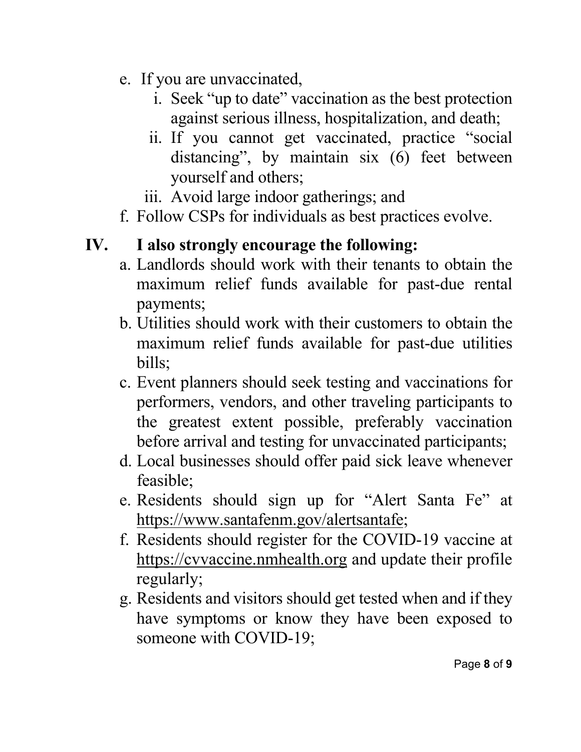e. If you are unvaccinated,
   i. Seek "up to date" vaccination as the best protection against serious illness, hospitalization, and death;
   ii. If you cannot get vaccinated, practice "social distancing", by maintain six (6) feet between yourself and others;
   iii. Avoid large indoor gatherings; and

f. Follow CSPs for individuals as best practices evolve.

## IV. I also strongly encourage the following:

a. Landlords should work with their tenants to obtain the maximum relief funds available for past-due rental payments;

b. Utilities should work with their customers to obtain the maximum relief funds available for past-due utilities bills;

c. Event planners should seek testing and vaccinations for performers, vendors, and other traveling participants to the greatest extent possible, preferably vaccination before arrival and testing for unvaccinated participants;

d. Local businesses should offer paid sick leave whenever feasible;

e. Residents should sign up for "Alert Santa Fe" at https://www.santafenm.gov/alertsantafe;

f. Residents should register for the COVID-19 vaccine at https://cvvaccine.nmhealth.org and update their profile regularly;

g. Residents and visitors should get tested when and if they have symptoms or know they have been exposed to someone with COVID-19;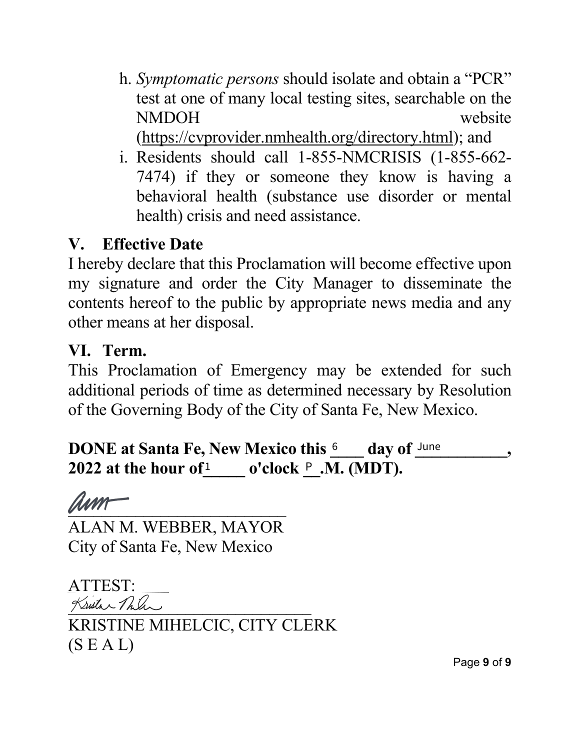h. *Symptomatic persons* should isolate and obtain a "PCR" test at one of many local testing sites, searchable on the NMDOH website (https://cvprovider.nmhealth.org/directory.html); and

i. Residents should call 1-855-NMCRISIS (1-855-662-7474) if they or someone they know is having a behavioral health (substance use disorder or mental health) crisis and need assistance.

## V. Effective Date

I hereby declare that this Proclamation will become effective upon my signature and order the City Manager to disseminate the contents hereof to the public by appropriate news media and any other means at her disposal.

## VI. Term.

This Proclamation of Emergency may be extended for such additional periods of time as determined necessary by Resolution of the Governing Body of the City of Santa Fe, New Mexico.

**DONE at Santa Fe, New Mexico this 6 day of June, 2022 at the hour of 1 o'clock P.M. (MDT).**

ALAN M. WEBBER, MAYOR
City of Santa Fe, New Mexico

ATTEST:

KRISTINE MIHELCIC, CITY CLERK
(S E A L)